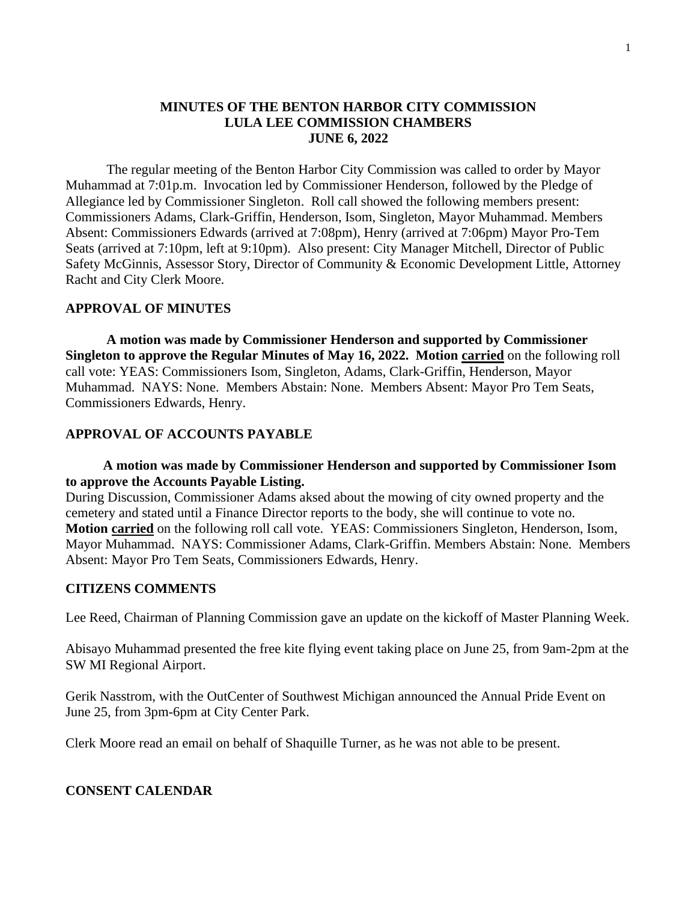# MINUTES OF THE BENTON HARBOR CITY COMMISSION
# LULA LEE COMMISSION CHAMBERS
# JUNE 6, 2022

The regular meeting of the Benton Harbor City Commission was called to order by Mayor Muhammad at 7:01p.m. Invocation led by Commissioner Henderson, followed by the Pledge of Allegiance led by Commissioner Singleton. Roll call showed the following members present: Commissioners Adams, Clark-Griffin, Henderson, Isom, Singleton, Mayor Muhammad. Members Absent: Commissioners Edwards (arrived at 7:08pm), Henry (arrived at 7:06pm) Mayor Pro-Tem Seats (arrived at 7:10pm, left at 9:10pm). Also present: City Manager Mitchell, Director of Public Safety McGinnis, Assessor Story, Director of Community & Economic Development Little, Attorney Racht and City Clerk Moore.

## APPROVAL OF MINUTES

**A motion was made by Commissioner Henderson and supported by Commissioner Singleton to approve the Regular Minutes of May 16, 2022. Motion carried** on the following roll call vote: YEAS: Commissioners Isom, Singleton, Adams, Clark-Griffin, Henderson, Mayor Muhammad. NAYS: None. Members Abstain: None. Members Absent: Mayor Pro Tem Seats, Commissioners Edwards, Henry.

## APPROVAL OF ACCOUNTS PAYABLE

**A motion was made by Commissioner Henderson and supported by Commissioner Isom to approve the Accounts Payable Listing.**
During Discussion, Commissioner Adams aksed about the mowing of city owned property and the cemetery and stated until a Finance Director reports to the body, she will continue to vote no.
**Motion carried** on the following roll call vote. YEAS: Commissioners Singleton, Henderson, Isom, Mayor Muhammad. NAYS: Commissioner Adams, Clark-Griffin. Members Abstain: None. Members Absent: Mayor Pro Tem Seats, Commissioners Edwards, Henry.

## CITIZENS COMMENTS

Lee Reed, Chairman of Planning Commission gave an update on the kickoff of Master Planning Week.

Abisayo Muhammad presented the free kite flying event taking place on June 25, from 9am-2pm at the SW MI Regional Airport.

Gerik Nasstrom, with the OutCenter of Southwest Michigan announced the Annual Pride Event on June 25, from 3pm-6pm at City Center Park.

Clerk Moore read an email on behalf of Shaquille Turner, as he was not able to be present.

## CONSENT CALENDAR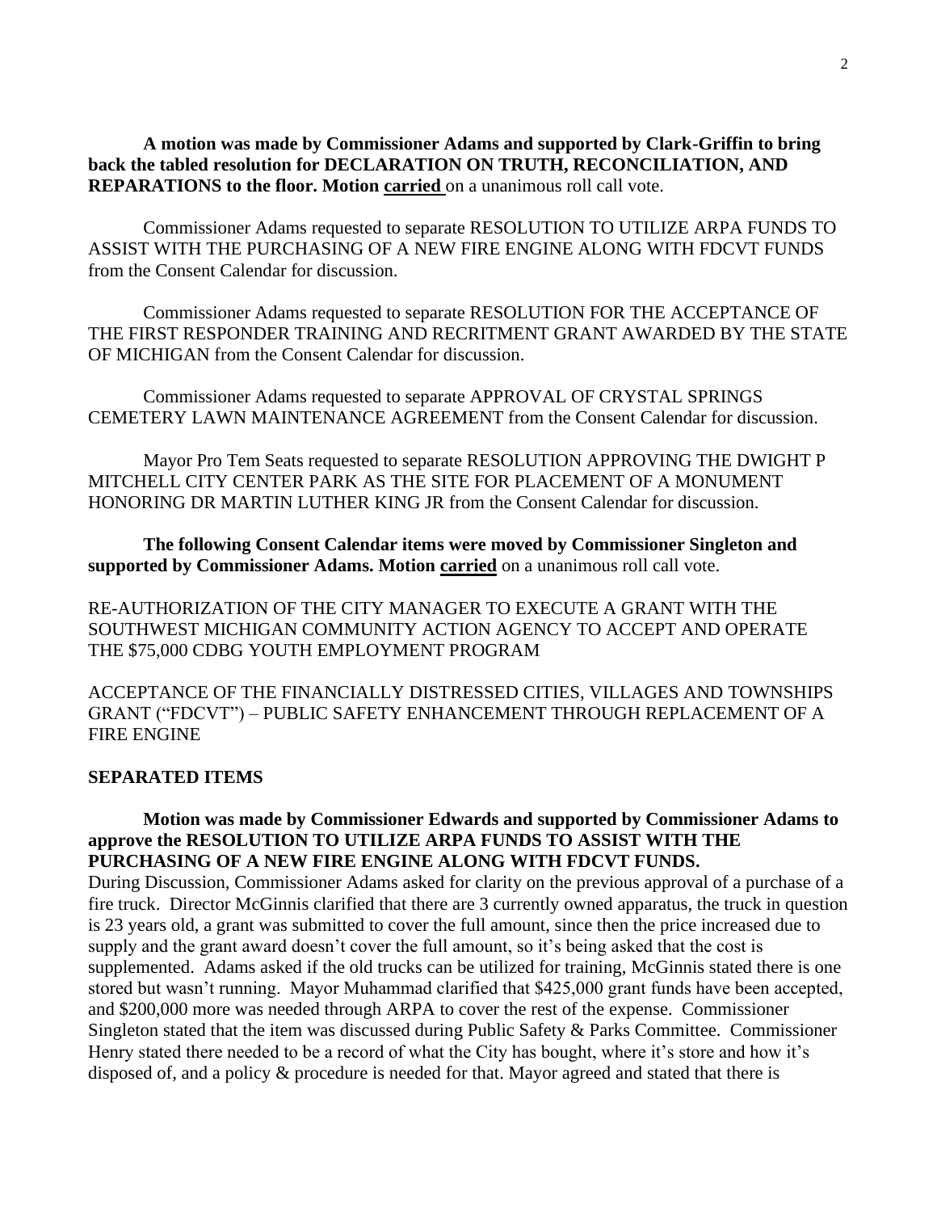**A motion was made by Commissioner Adams and supported by Clark-Griffin to bring back the tabled resolution for DECLARATION ON TRUTH, RECONCILIATION, AND REPARATIONS to the floor. Motion carried** on a unanimous roll call vote.

Commissioner Adams requested to separate RESOLUTION TO UTILIZE ARPA FUNDS TO ASSIST WITH THE PURCHASING OF A NEW FIRE ENGINE ALONG WITH FDCVT FUNDS from the Consent Calendar for discussion.

Commissioner Adams requested to separate RESOLUTION FOR THE ACCEPTANCE OF THE FIRST RESPONDER TRAINING AND RECRITMENT GRANT AWARDED BY THE STATE OF MICHIGAN from the Consent Calendar for discussion.

Commissioner Adams requested to separate APPROVAL OF CRYSTAL SPRINGS CEMETERY LAWN MAINTENANCE AGREEMENT from the Consent Calendar for discussion.

Mayor Pro Tem Seats requested to separate RESOLUTION APPROVING THE DWIGHT P MITCHELL CITY CENTER PARK AS THE SITE FOR PLACEMENT OF A MONUMENT HONORING DR MARTIN LUTHER KING JR from the Consent Calendar for discussion.

**The following Consent Calendar items were moved by Commissioner Singleton and supported by Commissioner Adams. Motion carried** on a unanimous roll call vote.

RE-AUTHORIZATION OF THE CITY MANAGER TO EXECUTE A GRANT WITH THE SOUTHWEST MICHIGAN COMMUNITY ACTION AGENCY TO ACCEPT AND OPERATE THE $75,000 CDBG YOUTH EMPLOYMENT PROGRAM

ACCEPTANCE OF THE FINANCIALLY DISTRESSED CITIES, VILLAGES AND TOWNSHIPS GRANT ("FDCVT") – PUBLIC SAFETY ENHANCEMENT THROUGH REPLACEMENT OF A FIRE ENGINE

**SEPARATED ITEMS**

**Motion was made by Commissioner Edwards and supported by Commissioner Adams to approve the RESOLUTION TO UTILIZE ARPA FUNDS TO ASSIST WITH THE PURCHASING OF A NEW FIRE ENGINE ALONG WITH FDCVT FUNDS.**

During Discussion, Commissioner Adams asked for clarity on the previous approval of a purchase of a fire truck. Director McGinnis clarified that there are 3 currently owned apparatus, the truck in question is 23 years old, a grant was submitted to cover the full amount, since then the price increased due to supply and the grant award doesn't cover the full amount, so it's being asked that the cost is supplemented. Adams asked if the old trucks can be utilized for training, McGinnis stated there is one stored but wasn't running. Mayor Muhammad clarified that $425,000 grant funds have been accepted, and $200,000 more was needed through ARPA to cover the rest of the expense. Commissioner Singleton stated that the item was discussed during Public Safety & Parks Committee. Commissioner Henry stated there needed to be a record of what the City has bought, where it's store and how it's disposed of, and a policy & procedure is needed for that. Mayor agreed and stated that there is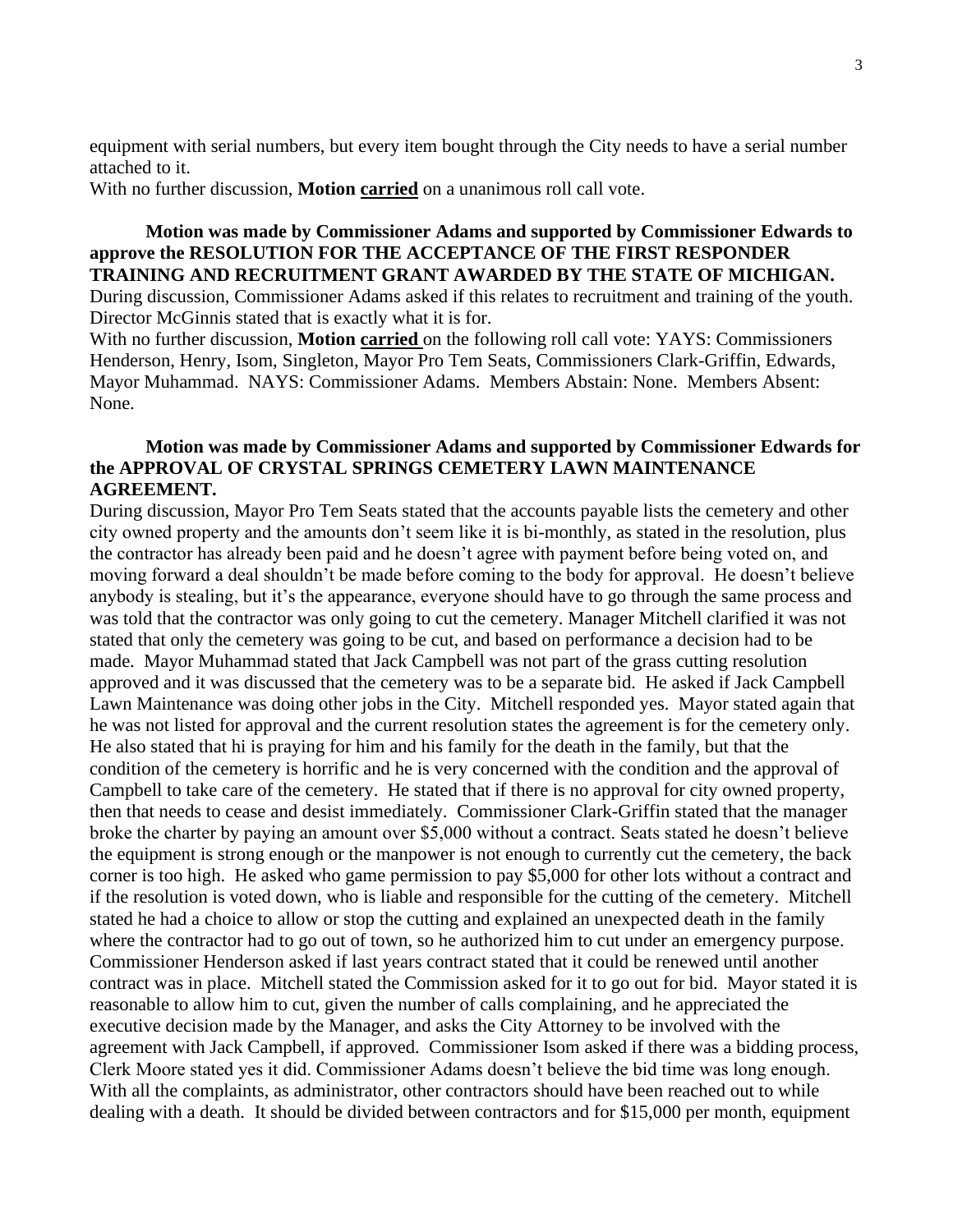equipment with serial numbers, but every item bought through the City needs to have a serial number attached to it.

With no further discussion, **Motion carried** on a unanimous roll call vote.

**Motion was made by Commissioner Adams and supported by Commissioner Edwards to approve the RESOLUTION FOR THE ACCEPTANCE OF THE FIRST RESPONDER TRAINING AND RECRUITMENT GRANT AWARDED BY THE STATE OF MICHIGAN.**

During discussion, Commissioner Adams asked if this relates to recruitment and training of the youth. Director McGinnis stated that is exactly what it is for.

With no further discussion, **Motion carried** on the following roll call vote: YAYS: Commissioners Henderson, Henry, Isom, Singleton, Mayor Pro Tem Seats, Commissioners Clark-Griffin, Edwards, Mayor Muhammad. NAYS: Commissioner Adams. Members Abstain: None. Members Absent: None.

**Motion was made by Commissioner Adams and supported by Commissioner Edwards for the APPROVAL OF CRYSTAL SPRINGS CEMETERY LAWN MAINTENANCE AGREEMENT.**

During discussion, Mayor Pro Tem Seats stated that the accounts payable lists the cemetery and other city owned property and the amounts don't seem like it is bi-monthly, as stated in the resolution, plus the contractor has already been paid and he doesn't agree with payment before being voted on, and moving forward a deal shouldn't be made before coming to the body for approval. He doesn't believe anybody is stealing, but it's the appearance, everyone should have to go through the same process and was told that the contractor was only going to cut the cemetery. Manager Mitchell clarified it was not stated that only the cemetery was going to be cut, and based on performance a decision had to be made. Mayor Muhammad stated that Jack Campbell was not part of the grass cutting resolution approved and it was discussed that the cemetery was to be a separate bid. He asked if Jack Campbell Lawn Maintenance was doing other jobs in the City. Mitchell responded yes. Mayor stated again that he was not listed for approval and the current resolution states the agreement is for the cemetery only. He also stated that hi is praying for him and his family for the death in the family, but that the condition of the cemetery is horrific and he is very concerned with the condition and the approval of Campbell to take care of the cemetery. He stated that if there is no approval for city owned property, then that needs to cease and desist immediately. Commissioner Clark-Griffin stated that the manager broke the charter by paying an amount over $5,000 without a contract. Seats stated he doesn't believe the equipment is strong enough or the manpower is not enough to currently cut the cemetery, the back corner is too high. He asked who game permission to pay $5,000 for other lots without a contract and if the resolution is voted down, who is liable and responsible for the cutting of the cemetery. Mitchell stated he had a choice to allow or stop the cutting and explained an unexpected death in the family where the contractor had to go out of town, so he authorized him to cut under an emergency purpose. Commissioner Henderson asked if last years contract stated that it could be renewed until another contract was in place. Mitchell stated the Commission asked for it to go out for bid. Mayor stated it is reasonable to allow him to cut, given the number of calls complaining, and he appreciated the executive decision made by the Manager, and asks the City Attorney to be involved with the agreement with Jack Campbell, if approved. Commissioner Isom asked if there was a bidding process, Clerk Moore stated yes it did. Commissioner Adams doesn't believe the bid time was long enough. With all the complaints, as administrator, other contractors should have been reached out to while dealing with a death. It should be divided between contractors and for $15,000 per month, equipment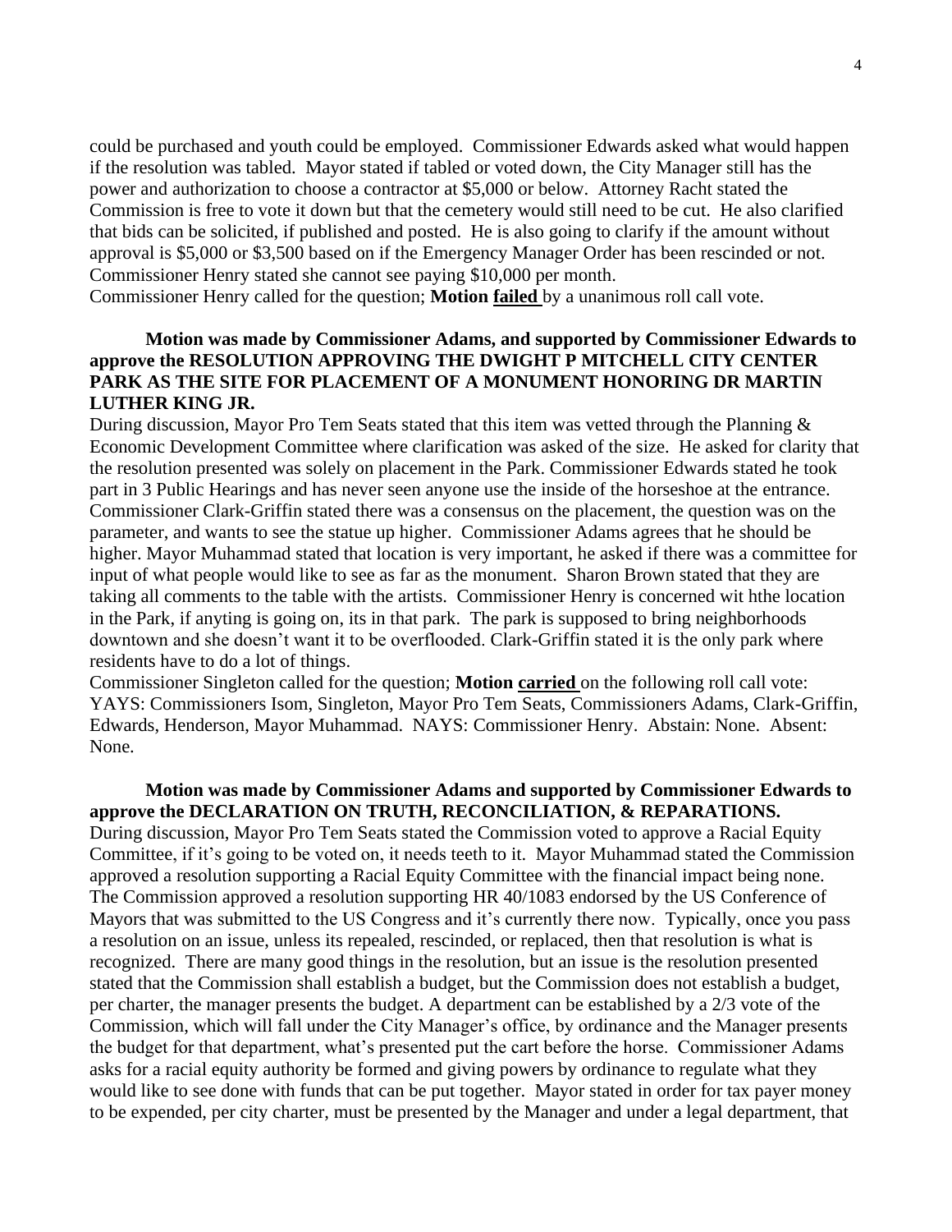could be purchased and youth could be employed. Commissioner Edwards asked what would happen if the resolution was tabled. Mayor stated if tabled or voted down, the City Manager still has the power and authorization to choose a contractor at $5,000 or below. Attorney Racht stated the Commission is free to vote it down but that the cemetery would still need to be cut. He also clarified that bids can be solicited, if published and posted. He is also going to clarify if the amount without approval is $5,000 or $3,500 based on if the Emergency Manager Order has been rescinded or not. Commissioner Henry stated she cannot see paying $10,000 per month.
Commissioner Henry called for the question; **Motion failed** by a unanimous roll call vote.

**Motion was made by Commissioner Adams, and supported by Commissioner Edwards to approve the RESOLUTION APPROVING THE DWIGHT P MITCHELL CITY CENTER PARK AS THE SITE FOR PLACEMENT OF A MONUMENT HONORING DR MARTIN LUTHER KING JR.**
During discussion, Mayor Pro Tem Seats stated that this item was vetted through the Planning & Economic Development Committee where clarification was asked of the size. He asked for clarity that the resolution presented was solely on placement in the Park. Commissioner Edwards stated he took part in 3 Public Hearings and has never seen anyone use the inside of the horseshoe at the entrance. Commissioner Clark-Griffin stated there was a consensus on the placement, the question was on the parameter, and wants to see the statue up higher. Commissioner Adams agrees that he should be higher. Mayor Muhammad stated that location is very important, he asked if there was a committee for input of what people would like to see as far as the monument. Sharon Brown stated that they are taking all comments to the table with the artists. Commissioner Henry is concerned wit hthe location in the Park, if anyting is going on, its in that park. The park is supposed to bring neighborhoods downtown and she doesn't want it to be overflooded. Clark-Griffin stated it is the only park where residents have to do a lot of things.
Commissioner Singleton called for the question; **Motion carried** on the following roll call vote: YAYS: Commissioners Isom, Singleton, Mayor Pro Tem Seats, Commissioners Adams, Clark-Griffin, Edwards, Henderson, Mayor Muhammad. NAYS: Commissioner Henry. Abstain: None. Absent: None.

**Motion was made by Commissioner Adams and supported by Commissioner Edwards to approve the DECLARATION ON TRUTH, RECONCILIATION, & REPARATIONS.**
During discussion, Mayor Pro Tem Seats stated the Commission voted to approve a Racial Equity Committee, if it's going to be voted on, it needs teeth to it. Mayor Muhammad stated the Commission approved a resolution supporting a Racial Equity Committee with the financial impact being none. The Commission approved a resolution supporting HR 40/1083 endorsed by the US Conference of Mayors that was submitted to the US Congress and it's currently there now. Typically, once you pass a resolution on an issue, unless its repealed, rescinded, or replaced, then that resolution is what is recognized. There are many good things in the resolution, but an issue is the resolution presented stated that the Commission shall establish a budget, but the Commission does not establish a budget, per charter, the manager presents the budget. A department can be established by a 2/3 vote of the Commission, which will fall under the City Manager's office, by ordinance and the Manager presents the budget for that department, what's presented put the cart before the horse. Commissioner Adams asks for a racial equity authority be formed and giving powers by ordinance to regulate what they would like to see done with funds that can be put together. Mayor stated in order for tax payer money to be expended, per city charter, must be presented by the Manager and under a legal department, that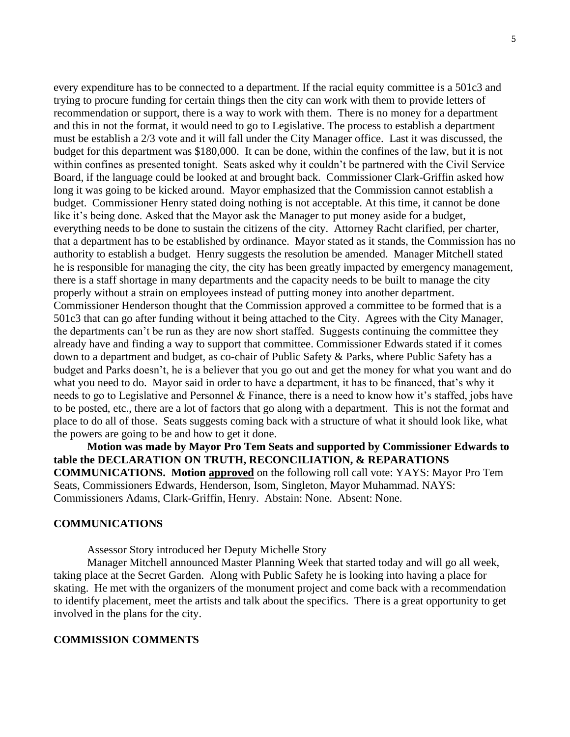every expenditure has to be connected to a department. If the racial equity committee is a 501c3 and trying to procure funding for certain things then the city can work with them to provide letters of recommendation or support, there is a way to work with them. There is no money for a department and this in not the format, it would need to go to Legislative. The process to establish a department must be establish a 2/3 vote and it will fall under the City Manager office. Last it was discussed, the budget for this department was $180,000. It can be done, within the confines of the law, but it is not within confines as presented tonight. Seats asked why it couldn't be partnered with the Civil Service Board, if the language could be looked at and brought back. Commissioner Clark-Griffin asked how long it was going to be kicked around. Mayor emphasized that the Commission cannot establish a budget. Commissioner Henry stated doing nothing is not acceptable. At this time, it cannot be done like it's being done. Asked that the Mayor ask the Manager to put money aside for a budget, everything needs to be done to sustain the citizens of the city. Attorney Racht clarified, per charter, that a department has to be established by ordinance. Mayor stated as it stands, the Commission has no authority to establish a budget. Henry suggests the resolution be amended. Manager Mitchell stated he is responsible for managing the city, the city has been greatly impacted by emergency management, there is a staff shortage in many departments and the capacity needs to be built to manage the city properly without a strain on employees instead of putting money into another department. Commissioner Henderson thought that the Commission approved a committee to be formed that is a 501c3 that can go after funding without it being attached to the City. Agrees with the City Manager, the departments can't be run as they are now short staffed. Suggests continuing the committee they already have and finding a way to support that committee. Commissioner Edwards stated if it comes down to a department and budget, as co-chair of Public Safety & Parks, where Public Safety has a budget and Parks doesn't, he is a believer that you go out and get the money for what you want and do what you need to do. Mayor said in order to have a department, it has to be financed, that's why it needs to go to Legislative and Personnel & Finance, there is a need to know how it's staffed, jobs have to be posted, etc., there are a lot of factors that go along with a department. This is not the format and place to do all of those. Seats suggests coming back with a structure of what it should look like, what the powers are going to be and how to get it done.

**Motion was made by Mayor Pro Tem Seats and supported by Commissioner Edwards to table the DECLARATION ON TRUTH, RECONCILIATION, & REPARATIONS COMMUNICATIONS. Motion <u>approved</u>** on the following roll call vote: YAYS: Mayor Pro Tem Seats, Commissioners Edwards, Henderson, Isom, Singleton, Mayor Muhammad. NAYS: Commissioners Adams, Clark-Griffin, Henry. Abstain: None. Absent: None.

## COMMUNICATIONS

Assessor Story introduced her Deputy Michelle Story

Manager Mitchell announced Master Planning Week that started today and will go all week, taking place at the Secret Garden. Along with Public Safety he is looking into having a place for skating. He met with the organizers of the monument project and come back with a recommendation to identify placement, meet the artists and talk about the specifics. There is a great opportunity to get involved in the plans for the city.

## COMMISSION COMMENTS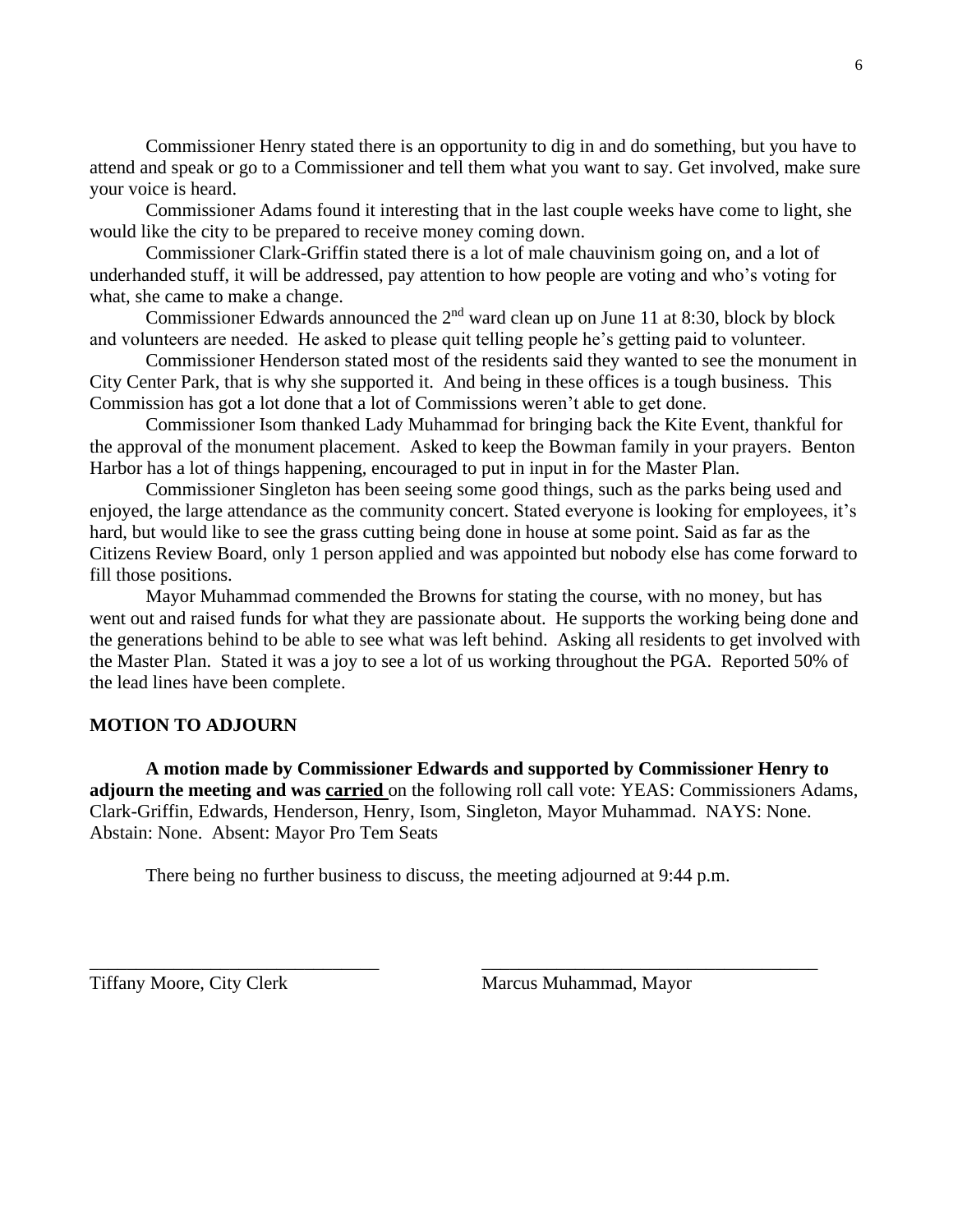Commissioner Henry stated there is an opportunity to dig in and do something, but you have to attend and speak or go to a Commissioner and tell them what you want to say. Get involved, make sure your voice is heard.

Commissioner Adams found it interesting that in the last couple weeks have come to light, she would like the city to be prepared to receive money coming down.

Commissioner Clark-Griffin stated there is a lot of male chauvinism going on, and a lot of underhanded stuff, it will be addressed, pay attention to how people are voting and who's voting for what, she came to make a change.

Commissioner Edwards announced the 2nd ward clean up on June 11 at 8:30, block by block and volunteers are needed. He asked to please quit telling people he's getting paid to volunteer.

Commissioner Henderson stated most of the residents said they wanted to see the monument in City Center Park, that is why she supported it. And being in these offices is a tough business. This Commission has got a lot done that a lot of Commissions weren't able to get done.

Commissioner Isom thanked Lady Muhammad for bringing back the Kite Event, thankful for the approval of the monument placement. Asked to keep the Bowman family in your prayers. Benton Harbor has a lot of things happening, encouraged to put in input in for the Master Plan.

Commissioner Singleton has been seeing some good things, such as the parks being used and enjoyed, the large attendance as the community concert. Stated everyone is looking for employees, it's hard, but would like to see the grass cutting being done in house at some point. Said as far as the Citizens Review Board, only 1 person applied and was appointed but nobody else has come forward to fill those positions.

Mayor Muhammad commended the Browns for stating the course, with no money, but has went out and raised funds for what they are passionate about. He supports the working being done and the generations behind to be able to see what was left behind. Asking all residents to get involved with the Master Plan. Stated it was a joy to see a lot of us working throughout the PGA. Reported 50% of the lead lines have been complete.

## MOTION TO ADJOURN

**A motion made by Commissioner Edwards and supported by Commissioner Henry to adjourn the meeting and was <u>carried</u>** on the following roll call vote: YEAS: Commissioners Adams, Clark-Griffin, Edwards, Henderson, Henry, Isom, Singleton, Mayor Muhammad. NAYS: None. Abstain: None. Absent: Mayor Pro Tem Seats

There being no further business to discuss, the meeting adjourned at 9:44 p.m.

_______________________________ &nbsp;&nbsp;&nbsp;&nbsp; ____________________________________

Tiffany Moore, City Clerk &nbsp;&nbsp;&nbsp;&nbsp; Marcus Muhammad, Mayor